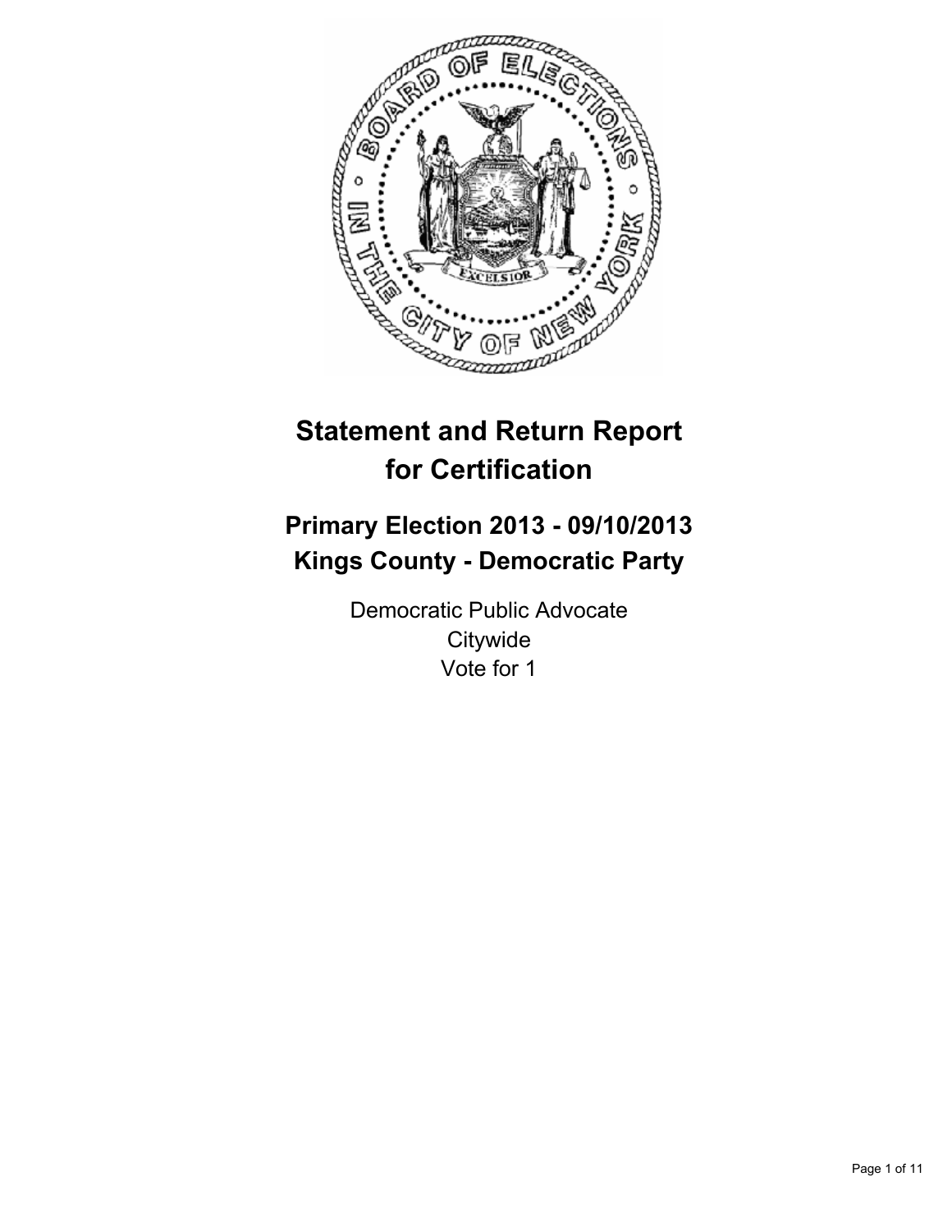# Statement and Return Report for Certification

## Primary Election 2013 - 09/10/2013
## Kings County - Democratic Party

Democratic Public Advocate
Citywide
Vote for 1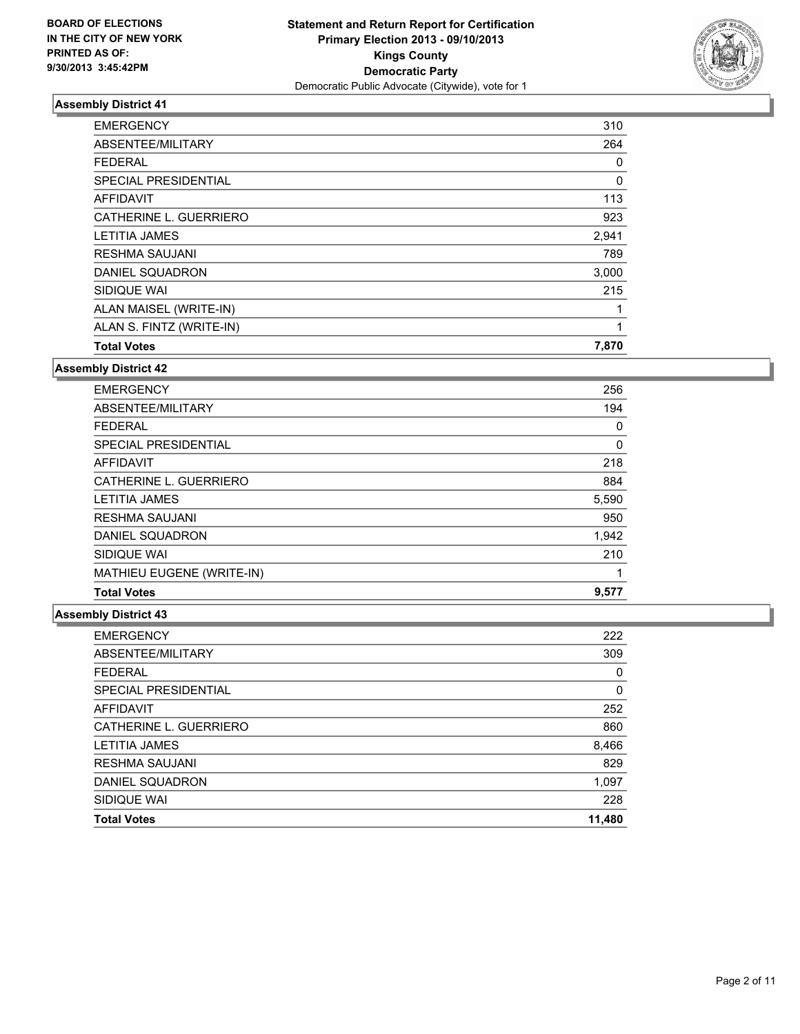BOARD OF ELECTIONS
IN THE CITY OF NEW YORK
PRINTED AS OF:
9/30/2013 3:45:42PM

**Statement and Return Report for Certification**
**Primary Election 2013 - 09/10/2013**
**Kings County**
**Democratic Party**
Democratic Public Advocate (Citywide), vote for 1

### Assembly District 41

| | |
|---|---|
| EMERGENCY | 310 |
| ABSENTEE/MILITARY | 264 |
| FEDERAL | 0 |
| SPECIAL PRESIDENTIAL | 0 |
| AFFIDAVIT | 113 |
| CATHERINE L. GUERRIERO | 923 |
| LETITIA JAMES | 2,941 |
| RESHMA SAUJANI | 789 |
| DANIEL SQUADRON | 3,000 |
| SIDIQUE WAI | 215 |
| ALAN MAISEL (WRITE-IN) | 1 |
| ALAN S. FINTZ (WRITE-IN) | 1 |
| **Total Votes** | **7,870** |

### Assembly District 42

| | |
|---|---|
| EMERGENCY | 256 |
| ABSENTEE/MILITARY | 194 |
| FEDERAL | 0 |
| SPECIAL PRESIDENTIAL | 0 |
| AFFIDAVIT | 218 |
| CATHERINE L. GUERRIERO | 884 |
| LETITIA JAMES | 5,590 |
| RESHMA SAUJANI | 950 |
| DANIEL SQUADRON | 1,942 |
| SIDIQUE WAI | 210 |
| MATHIEU EUGENE (WRITE-IN) | 1 |
| **Total Votes** | **9,577** |

### Assembly District 43

| | |
|---|---|
| EMERGENCY | 222 |
| ABSENTEE/MILITARY | 309 |
| FEDERAL | 0 |
| SPECIAL PRESIDENTIAL | 0 |
| AFFIDAVIT | 252 |
| CATHERINE L. GUERRIERO | 860 |
| LETITIA JAMES | 8,466 |
| RESHMA SAUJANI | 829 |
| DANIEL SQUADRON | 1,097 |
| SIDIQUE WAI | 228 |
| **Total Votes** | **11,480** |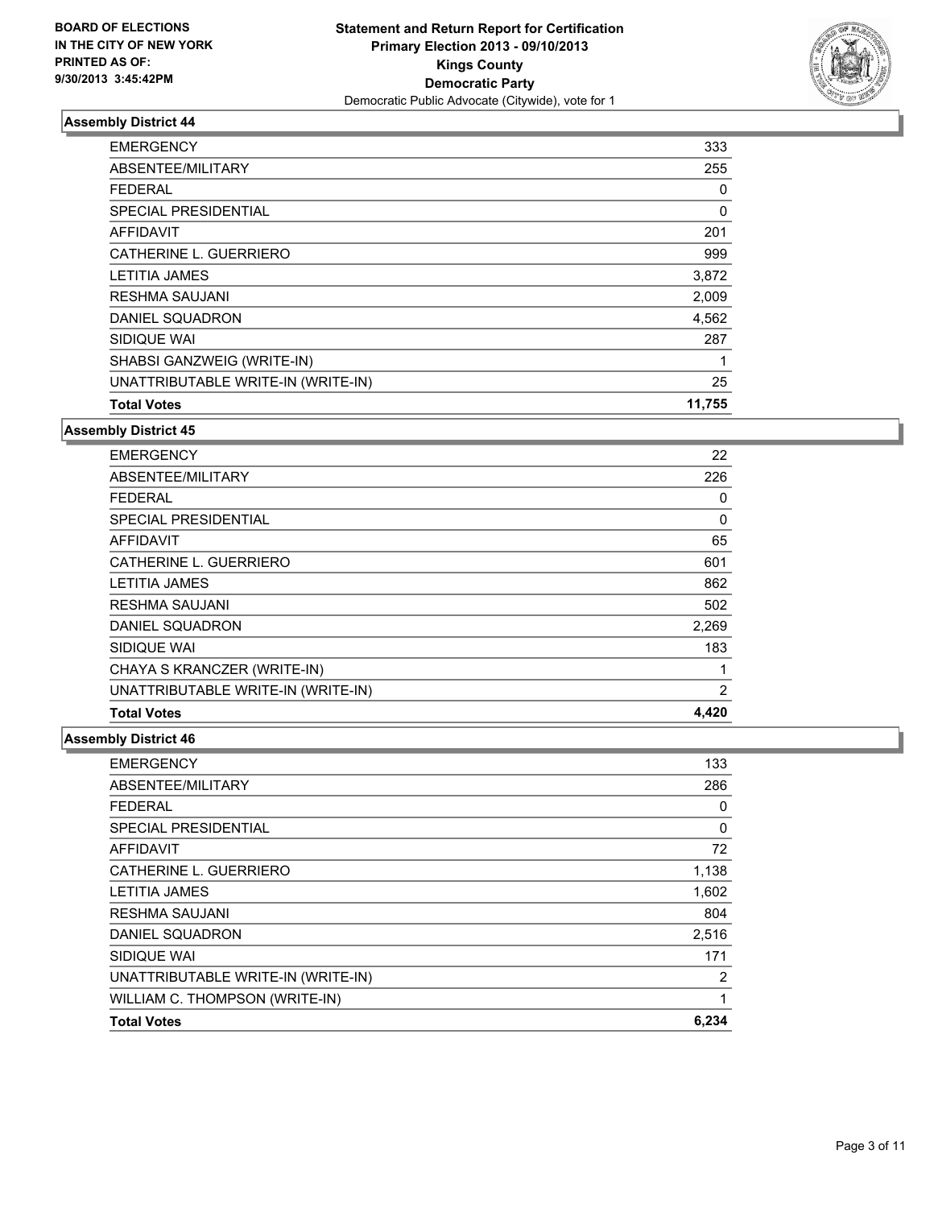BOARD OF ELECTIONS
IN THE CITY OF NEW YORK
PRINTED AS OF:
9/30/2013 3:45:42PM

**Statement and Return Report for Certification**
**Primary Election 2013 - 09/10/2013**
**Kings County**
**Democratic Party**
Democratic Public Advocate (Citywide), vote for 1

### Assembly District 44

| | |
|---|---|
| EMERGENCY | 333 |
| ABSENTEE/MILITARY | 255 |
| FEDERAL | 0 |
| SPECIAL PRESIDENTIAL | 0 |
| AFFIDAVIT | 201 |
| CATHERINE L. GUERRIERO | 999 |
| LETITIA JAMES | 3,872 |
| RESHMA SAUJANI | 2,009 |
| DANIEL SQUADRON | 4,562 |
| SIDIQUE WAI | 287 |
| SHABSI GANZWEIG (WRITE-IN) | 1 |
| UNATTRIBUTABLE WRITE-IN (WRITE-IN) | 25 |
| **Total Votes** | **11,755** |

### Assembly District 45

| | |
|---|---|
| EMERGENCY | 22 |
| ABSENTEE/MILITARY | 226 |
| FEDERAL | 0 |
| SPECIAL PRESIDENTIAL | 0 |
| AFFIDAVIT | 65 |
| CATHERINE L. GUERRIERO | 601 |
| LETITIA JAMES | 862 |
| RESHMA SAUJANI | 502 |
| DANIEL SQUADRON | 2,269 |
| SIDIQUE WAI | 183 |
| CHAYA S KRANCZER (WRITE-IN) | 1 |
| UNATTRIBUTABLE WRITE-IN (WRITE-IN) | 2 |
| **Total Votes** | **4,420** |

### Assembly District 46

| | |
|---|---|
| EMERGENCY | 133 |
| ABSENTEE/MILITARY | 286 |
| FEDERAL | 0 |
| SPECIAL PRESIDENTIAL | 0 |
| AFFIDAVIT | 72 |
| CATHERINE L. GUERRIERO | 1,138 |
| LETITIA JAMES | 1,602 |
| RESHMA SAUJANI | 804 |
| DANIEL SQUADRON | 2,516 |
| SIDIQUE WAI | 171 |
| UNATTRIBUTABLE WRITE-IN (WRITE-IN) | 2 |
| WILLIAM C. THOMPSON (WRITE-IN) | 1 |
| **Total Votes** | **6,234** |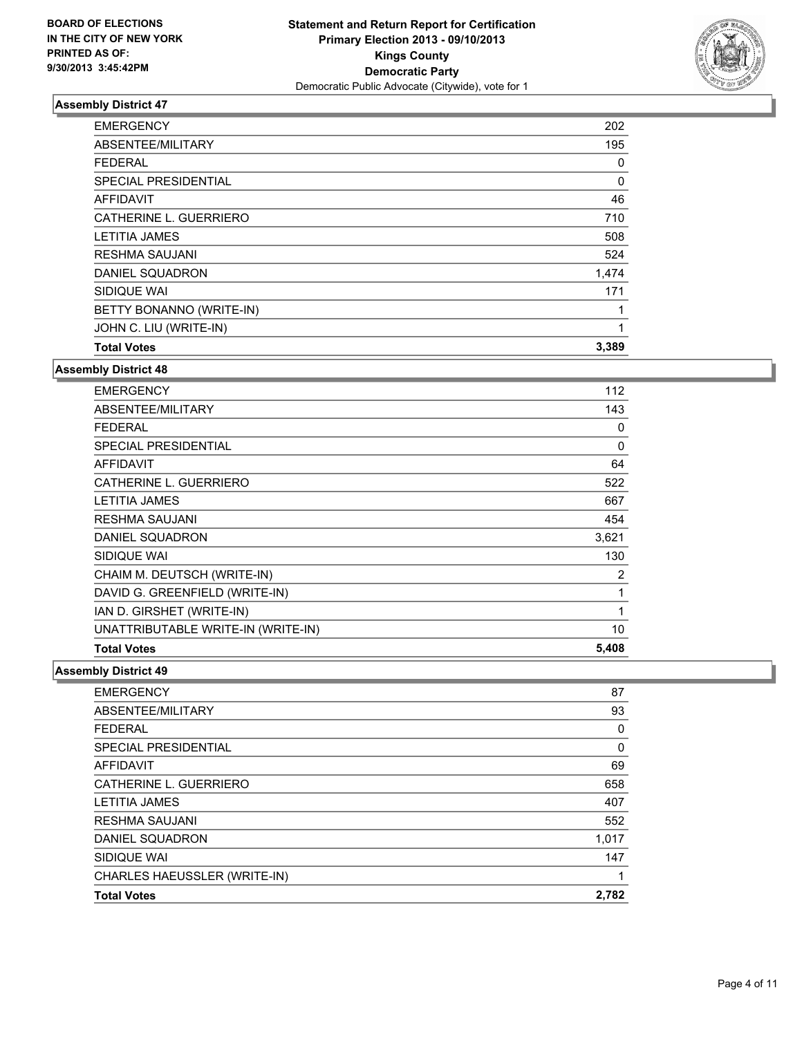BOARD OF ELECTIONS
IN THE CITY OF NEW YORK
PRINTED AS OF:
9/30/2013 3:45:42PM

**Statement and Return Report for Certification**
**Primary Election 2013 - 09/10/2013**
**Kings County**
**Democratic Party**
Democratic Public Advocate (Citywide), vote for 1

### Assembly District 47

| | |
|---|---|
| EMERGENCY | 202 |
| ABSENTEE/MILITARY | 195 |
| FEDERAL | 0 |
| SPECIAL PRESIDENTIAL | 0 |
| AFFIDAVIT | 46 |
| CATHERINE L. GUERRIERO | 710 |
| LETITIA JAMES | 508 |
| RESHMA SAUJANI | 524 |
| DANIEL SQUADRON | 1,474 |
| SIDIQUE WAI | 171 |
| BETTY BONANNO (WRITE-IN) | 1 |
| JOHN C. LIU (WRITE-IN) | 1 |
| **Total Votes** | **3,389** |

### Assembly District 48

| | |
|---|---|
| EMERGENCY | 112 |
| ABSENTEE/MILITARY | 143 |
| FEDERAL | 0 |
| SPECIAL PRESIDENTIAL | 0 |
| AFFIDAVIT | 64 |
| CATHERINE L. GUERRIERO | 522 |
| LETITIA JAMES | 667 |
| RESHMA SAUJANI | 454 |
| DANIEL SQUADRON | 3,621 |
| SIDIQUE WAI | 130 |
| CHAIM M. DEUTSCH (WRITE-IN) | 2 |
| DAVID G. GREENFIELD (WRITE-IN) | 1 |
| IAN D. GIRSHET (WRITE-IN) | 1 |
| UNATTRIBUTABLE WRITE-IN (WRITE-IN) | 10 |
| **Total Votes** | **5,408** |

### Assembly District 49

| | |
|---|---|
| EMERGENCY | 87 |
| ABSENTEE/MILITARY | 93 |
| FEDERAL | 0 |
| SPECIAL PRESIDENTIAL | 0 |
| AFFIDAVIT | 69 |
| CATHERINE L. GUERRIERO | 658 |
| LETITIA JAMES | 407 |
| RESHMA SAUJANI | 552 |
| DANIEL SQUADRON | 1,017 |
| SIDIQUE WAI | 147 |
| CHARLES HAEUSSLER (WRITE-IN) | 1 |
| **Total Votes** | **2,782** |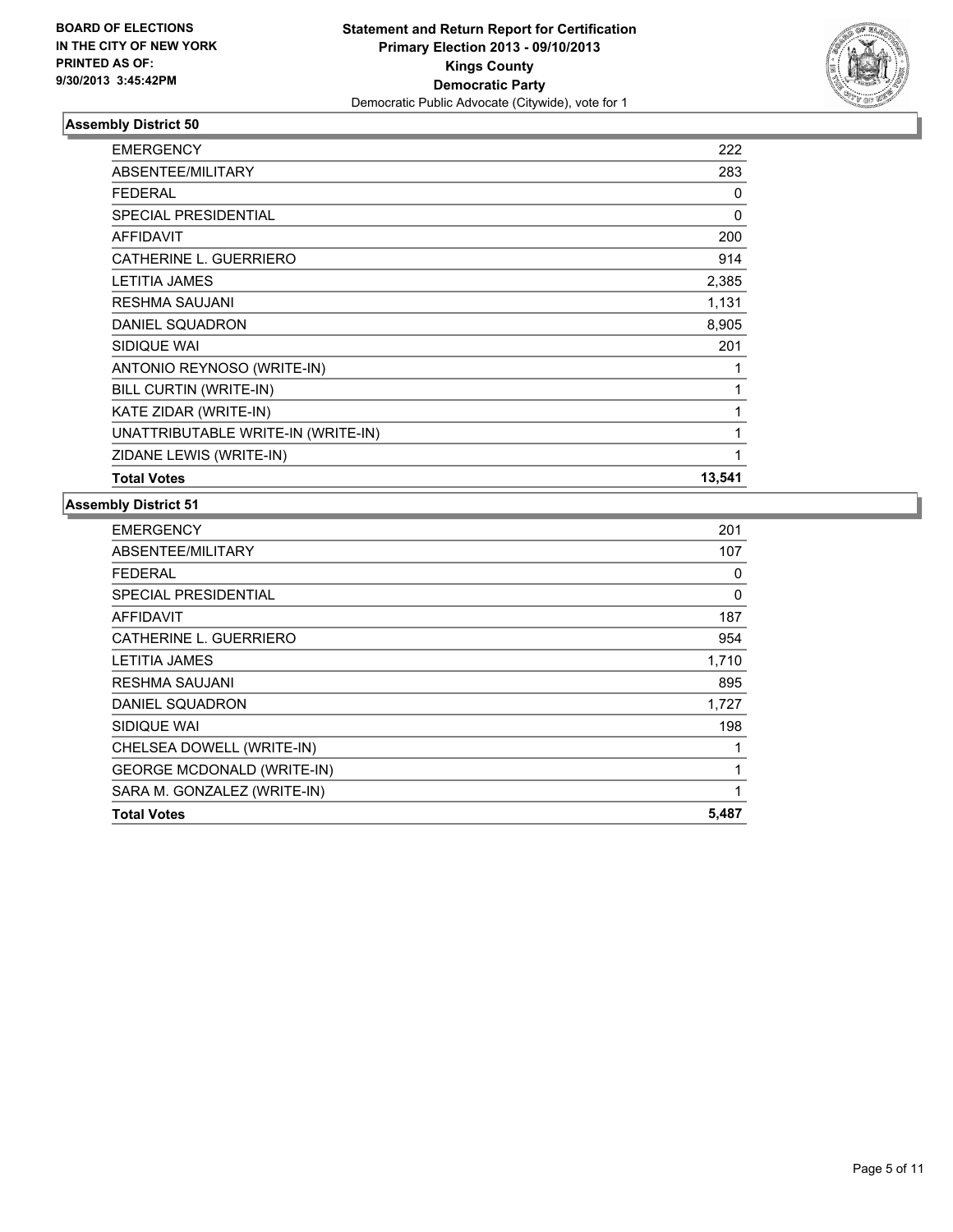BOARD OF ELECTIONS
IN THE CITY OF NEW YORK
PRINTED AS OF:
9/30/2013 3:45:42PM

**Statement and Return Report for Certification**
**Primary Election 2013 - 09/10/2013**
**Kings County**
**Democratic Party**
Democratic Public Advocate (Citywide), vote for 1

### Assembly District 50

| | |
|---|---|
| EMERGENCY | 222 |
| ABSENTEE/MILITARY | 283 |
| FEDERAL | 0 |
| SPECIAL PRESIDENTIAL | 0 |
| AFFIDAVIT | 200 |
| CATHERINE L. GUERRIERO | 914 |
| LETITIA JAMES | 2,385 |
| RESHMA SAUJANI | 1,131 |
| DANIEL SQUADRON | 8,905 |
| SIDIQUE WAI | 201 |
| ANTONIO REYNOSO (WRITE-IN) | 1 |
| BILL CURTIN (WRITE-IN) | 1 |
| KATE ZIDAR (WRITE-IN) | 1 |
| UNATTRIBUTABLE WRITE-IN (WRITE-IN) | 1 |
| ZIDANE LEWIS (WRITE-IN) | 1 |
| **Total Votes** | **13,541** |

### Assembly District 51

| | |
|---|---|
| EMERGENCY | 201 |
| ABSENTEE/MILITARY | 107 |
| FEDERAL | 0 |
| SPECIAL PRESIDENTIAL | 0 |
| AFFIDAVIT | 187 |
| CATHERINE L. GUERRIERO | 954 |
| LETITIA JAMES | 1,710 |
| RESHMA SAUJANI | 895 |
| DANIEL SQUADRON | 1,727 |
| SIDIQUE WAI | 198 |
| CHELSEA DOWELL (WRITE-IN) | 1 |
| GEORGE MCDONALD (WRITE-IN) | 1 |
| SARA M. GONZALEZ (WRITE-IN) | 1 |
| **Total Votes** | **5,487** |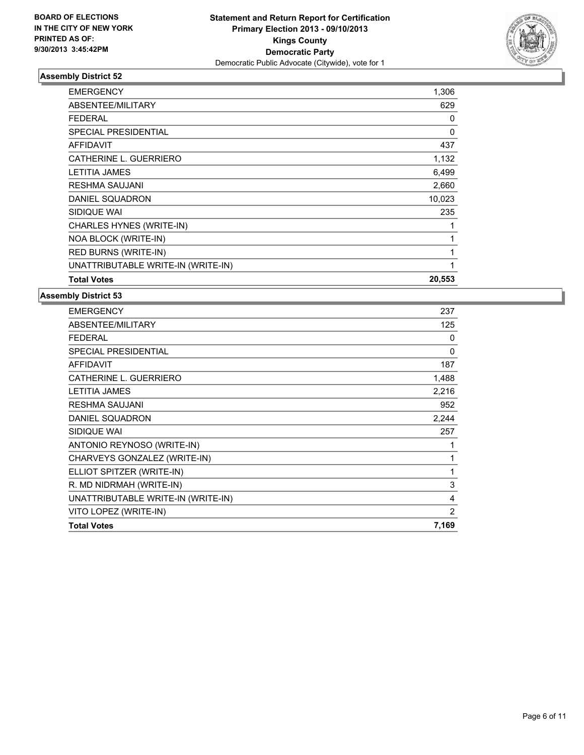**BOARD OF ELECTIONS IN THE CITY OF NEW YORK PRINTED AS OF: 9/30/2013 3:45:42PM**

**Statement and Return Report for Certification Primary Election 2013 - 09/10/2013 Kings County Democratic Party**

Democratic Public Advocate (Citywide), vote for 1

### Assembly District 52

| | |
|---|---|
| EMERGENCY | 1,306 |
| ABSENTEE/MILITARY | 629 |
| FEDERAL | 0 |
| SPECIAL PRESIDENTIAL | 0 |
| AFFIDAVIT | 437 |
| CATHERINE L. GUERRIERO | 1,132 |
| LETITIA JAMES | 6,499 |
| RESHMA SAUJANI | 2,660 |
| DANIEL SQUADRON | 10,023 |
| SIDIQUE WAI | 235 |
| CHARLES HYNES (WRITE-IN) | 1 |
| NOA BLOCK (WRITE-IN) | 1 |
| RED BURNS (WRITE-IN) | 1 |
| UNATTRIBUTABLE WRITE-IN (WRITE-IN) | 1 |
| **Total Votes** | **20,553** |

### Assembly District 53

| | |
|---|---|
| EMERGENCY | 237 |
| ABSENTEE/MILITARY | 125 |
| FEDERAL | 0 |
| SPECIAL PRESIDENTIAL | 0 |
| AFFIDAVIT | 187 |
| CATHERINE L. GUERRIERO | 1,488 |
| LETITIA JAMES | 2,216 |
| RESHMA SAUJANI | 952 |
| DANIEL SQUADRON | 2,244 |
| SIDIQUE WAI | 257 |
| ANTONIO REYNOSO (WRITE-IN) | 1 |
| CHARVEYS GONZALEZ (WRITE-IN) | 1 |
| ELLIOT SPITZER (WRITE-IN) | 1 |
| R. MD NIDRMAH (WRITE-IN) | 3 |
| UNATTRIBUTABLE WRITE-IN (WRITE-IN) | 4 |
| VITO LOPEZ (WRITE-IN) | 2 |
| **Total Votes** | **7,169** |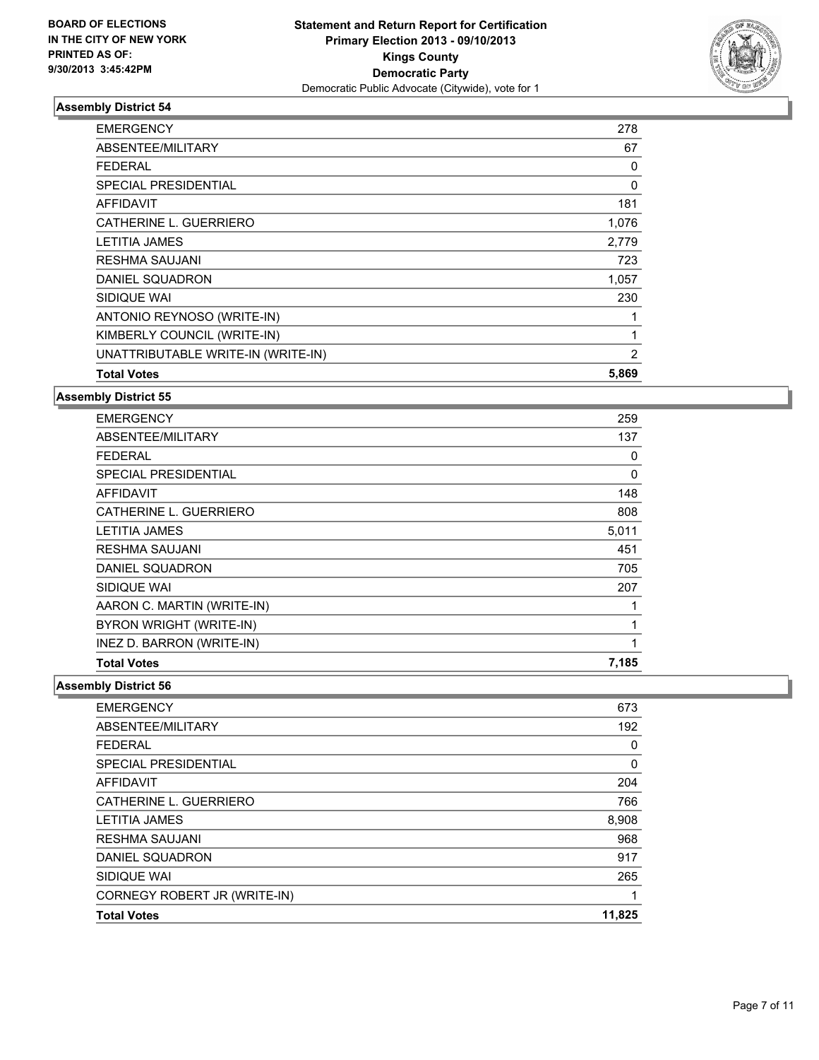BOARD OF ELECTIONS
IN THE CITY OF NEW YORK
PRINTED AS OF:
9/30/2013 3:45:42PM

**Statement and Return Report for Certification**
**Primary Election 2013 - 09/10/2013**
**Kings County**
**Democratic Party**
Democratic Public Advocate (Citywide), vote for 1

### Assembly District 54

| | |
|---|---|
| EMERGENCY | 278 |
| ABSENTEE/MILITARY | 67 |
| FEDERAL | 0 |
| SPECIAL PRESIDENTIAL | 0 |
| AFFIDAVIT | 181 |
| CATHERINE L. GUERRIERO | 1,076 |
| LETITIA JAMES | 2,779 |
| RESHMA SAUJANI | 723 |
| DANIEL SQUADRON | 1,057 |
| SIDIQUE WAI | 230 |
| ANTONIO REYNOSO (WRITE-IN) | 1 |
| KIMBERLY COUNCIL (WRITE-IN) | 1 |
| UNATTRIBUTABLE WRITE-IN (WRITE-IN) | 2 |
| **Total Votes** | **5,869** |

### Assembly District 55

| | |
|---|---|
| EMERGENCY | 259 |
| ABSENTEE/MILITARY | 137 |
| FEDERAL | 0 |
| SPECIAL PRESIDENTIAL | 0 |
| AFFIDAVIT | 148 |
| CATHERINE L. GUERRIERO | 808 |
| LETITIA JAMES | 5,011 |
| RESHMA SAUJANI | 451 |
| DANIEL SQUADRON | 705 |
| SIDIQUE WAI | 207 |
| AARON C. MARTIN (WRITE-IN) | 1 |
| BYRON WRIGHT (WRITE-IN) | 1 |
| INEZ D. BARRON (WRITE-IN) | 1 |
| **Total Votes** | **7,185** |

### Assembly District 56

| | |
|---|---|
| EMERGENCY | 673 |
| ABSENTEE/MILITARY | 192 |
| FEDERAL | 0 |
| SPECIAL PRESIDENTIAL | 0 |
| AFFIDAVIT | 204 |
| CATHERINE L. GUERRIERO | 766 |
| LETITIA JAMES | 8,908 |
| RESHMA SAUJANI | 968 |
| DANIEL SQUADRON | 917 |
| SIDIQUE WAI | 265 |
| CORNEGY ROBERT JR (WRITE-IN) | 1 |
| **Total Votes** | **11,825** |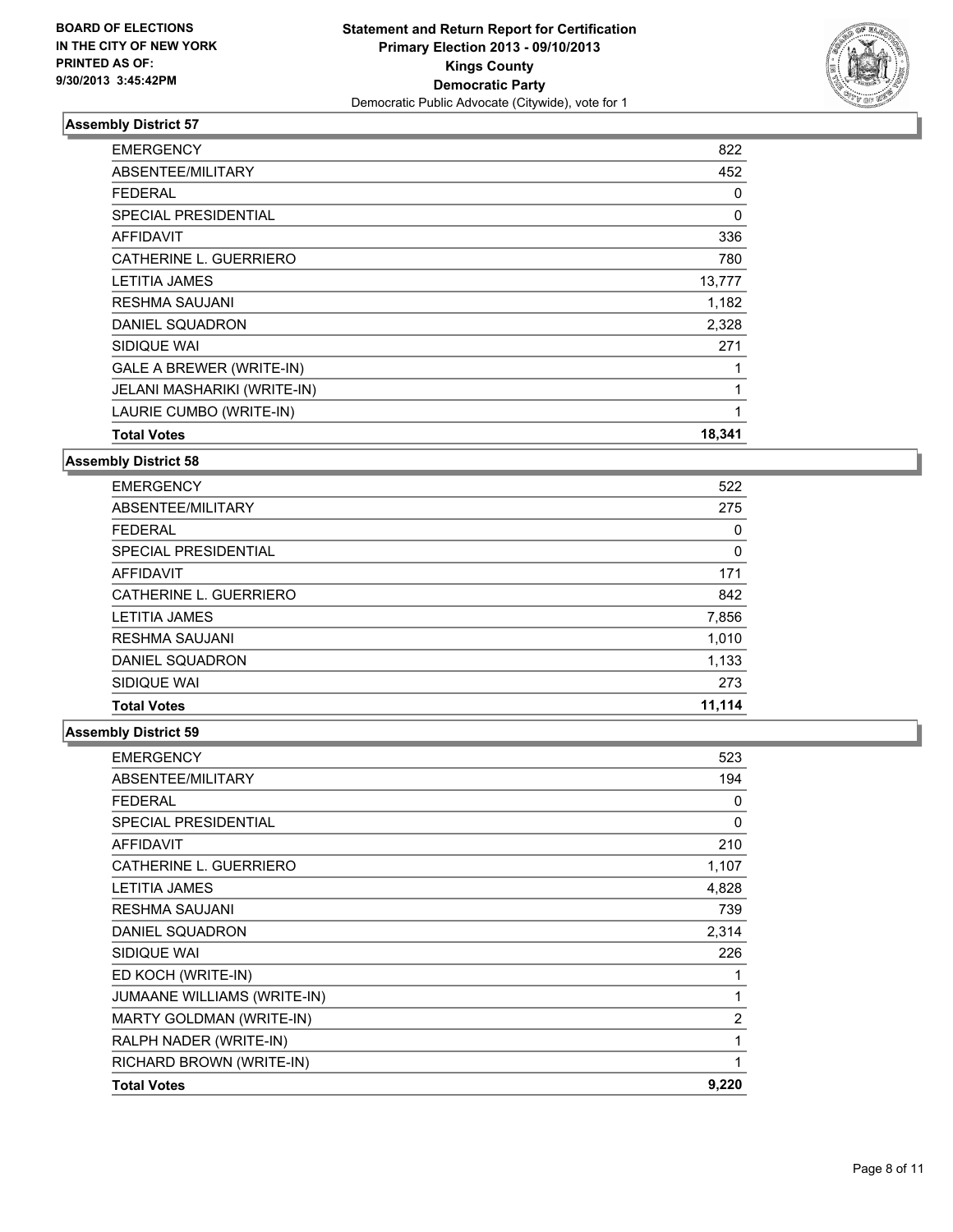BOARD OF ELECTIONS
IN THE CITY OF NEW YORK
PRINTED AS OF:
9/30/2013 3:45:42PM

**Statement and Return Report for Certification**
**Primary Election 2013 - 09/10/2013**
**Kings County**
**Democratic Party**
Democratic Public Advocate (Citywide), vote for 1

### Assembly District 57

| | |
|---|---|
| EMERGENCY | 822 |
| ABSENTEE/MILITARY | 452 |
| FEDERAL | 0 |
| SPECIAL PRESIDENTIAL | 0 |
| AFFIDAVIT | 336 |
| CATHERINE L. GUERRIERO | 780 |
| LETITIA JAMES | 13,777 |
| RESHMA SAUJANI | 1,182 |
| DANIEL SQUADRON | 2,328 |
| SIDIQUE WAI | 271 |
| GALE A BREWER (WRITE-IN) | 1 |
| JELANI MASHARIKI (WRITE-IN) | 1 |
| LAURIE CUMBO (WRITE-IN) | 1 |
| **Total Votes** | **18,341** |

### Assembly District 58

| | |
|---|---|
| EMERGENCY | 522 |
| ABSENTEE/MILITARY | 275 |
| FEDERAL | 0 |
| SPECIAL PRESIDENTIAL | 0 |
| AFFIDAVIT | 171 |
| CATHERINE L. GUERRIERO | 842 |
| LETITIA JAMES | 7,856 |
| RESHMA SAUJANI | 1,010 |
| DANIEL SQUADRON | 1,133 |
| SIDIQUE WAI | 273 |
| **Total Votes** | **11,114** |

### Assembly District 59

| | |
|---|---|
| EMERGENCY | 523 |
| ABSENTEE/MILITARY | 194 |
| FEDERAL | 0 |
| SPECIAL PRESIDENTIAL | 0 |
| AFFIDAVIT | 210 |
| CATHERINE L. GUERRIERO | 1,107 |
| LETITIA JAMES | 4,828 |
| RESHMA SAUJANI | 739 |
| DANIEL SQUADRON | 2,314 |
| SIDIQUE WAI | 226 |
| ED KOCH (WRITE-IN) | 1 |
| JUMAANE WILLIAMS (WRITE-IN) | 1 |
| MARTY GOLDMAN (WRITE-IN) | 2 |
| RALPH NADER (WRITE-IN) | 1 |
| RICHARD BROWN (WRITE-IN) | 1 |
| **Total Votes** | **9,220** |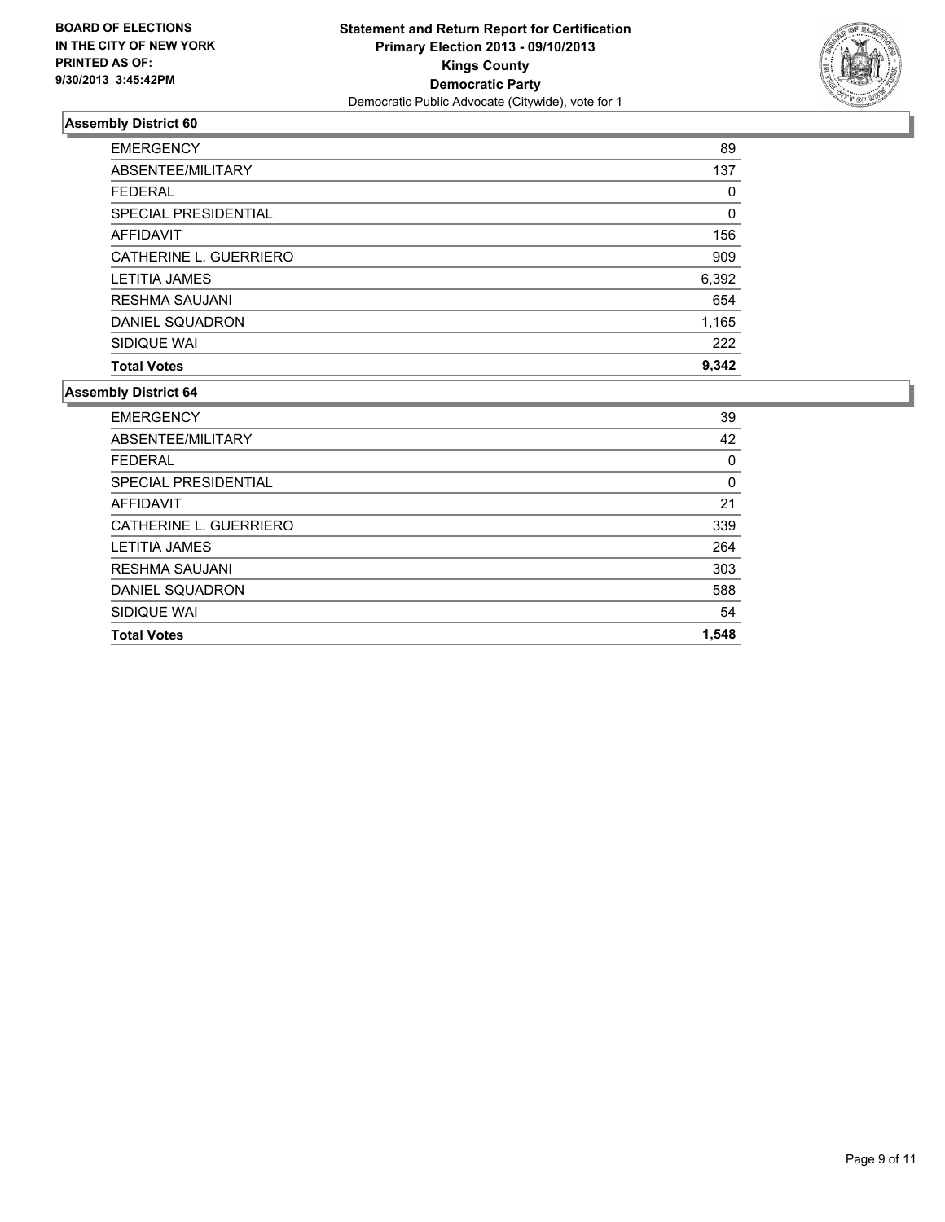**BOARD OF ELECTIONS IN THE CITY OF NEW YORK**
**PRINTED AS OF: 9/30/2013 3:45:42PM**

**Statement and Return Report for Certification**
**Primary Election 2013 - 09/10/2013**
**Kings County**
**Democratic Party**
Democratic Public Advocate (Citywide), vote for 1

### Assembly District 60

| | |
|---|---|
| EMERGENCY | 89 |
| ABSENTEE/MILITARY | 137 |
| FEDERAL | 0 |
| SPECIAL PRESIDENTIAL | 0 |
| AFFIDAVIT | 156 |
| CATHERINE L. GUERRIERO | 909 |
| LETITIA JAMES | 6,392 |
| RESHMA SAUJANI | 654 |
| DANIEL SQUADRON | 1,165 |
| SIDIQUE WAI | 222 |
| **Total Votes** | **9,342** |

### Assembly District 64

| | |
|---|---|
| EMERGENCY | 39 |
| ABSENTEE/MILITARY | 42 |
| FEDERAL | 0 |
| SPECIAL PRESIDENTIAL | 0 |
| AFFIDAVIT | 21 |
| CATHERINE L. GUERRIERO | 339 |
| LETITIA JAMES | 264 |
| RESHMA SAUJANI | 303 |
| DANIEL SQUADRON | 588 |
| SIDIQUE WAI | 54 |
| **Total Votes** | **1,548** |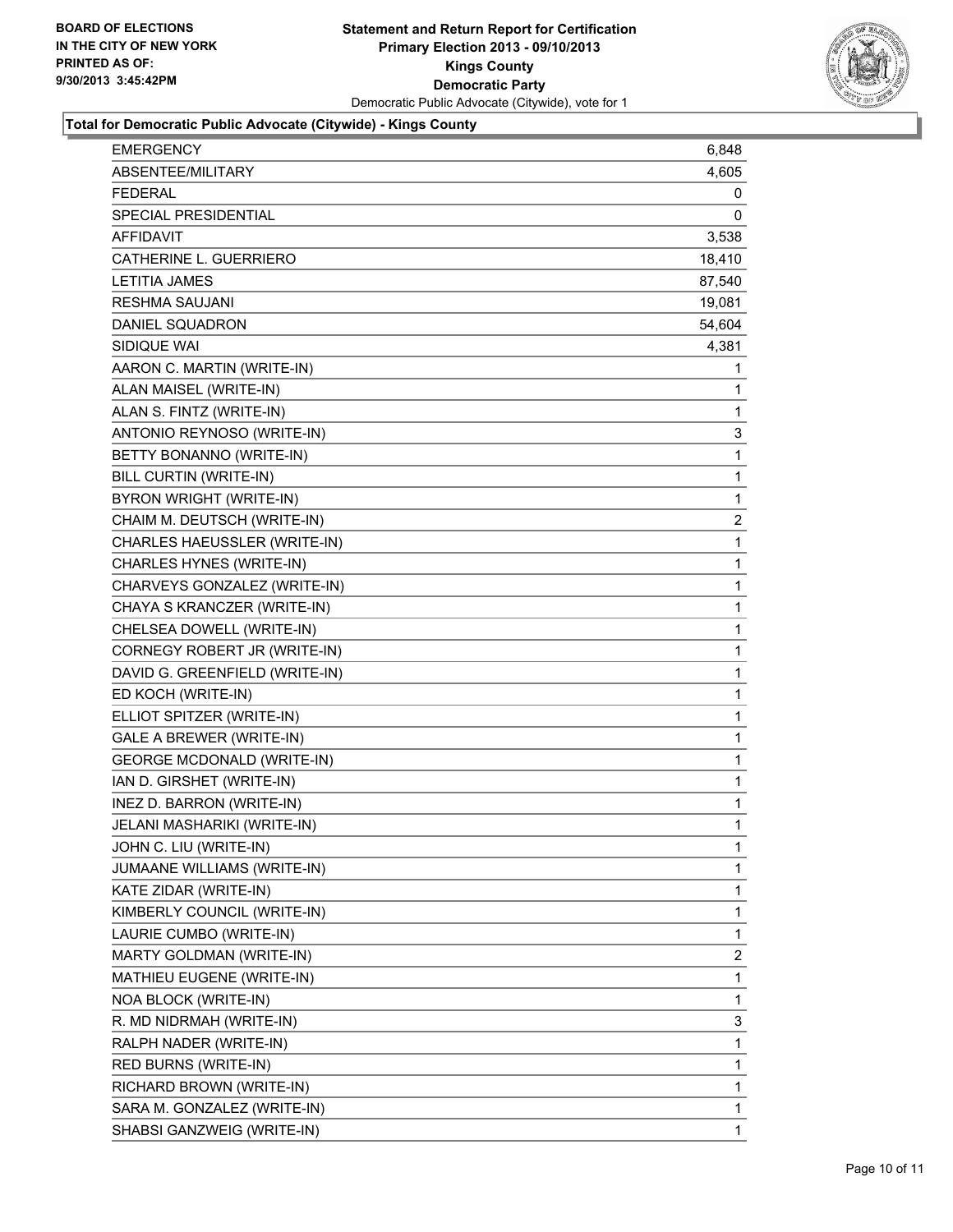**BOARD OF ELECTIONS IN THE CITY OF NEW YORK PRINTED AS OF: 9/30/2013 3:45:42PM**

**Statement and Return Report for Certification Primary Election 2013 - 09/10/2013 Kings County Democratic Party**

Democratic Public Advocate (Citywide), vote for 1

**Total for Democratic Public Advocate (Citywide) - Kings County**

| | |
|---|---|
| EMERGENCY | 6,848 |
| ABSENTEE/MILITARY | 4,605 |
| FEDERAL | 0 |
| SPECIAL PRESIDENTIAL | 0 |
| AFFIDAVIT | 3,538 |
| CATHERINE L. GUERRIERO | 18,410 |
| LETITIA JAMES | 87,540 |
| RESHMA SAUJANI | 19,081 |
| DANIEL SQUADRON | 54,604 |
| SIDIQUE WAI | 4,381 |
| AARON C. MARTIN (WRITE-IN) | 1 |
| ALAN MAISEL (WRITE-IN) | 1 |
| ALAN S. FINTZ (WRITE-IN) | 1 |
| ANTONIO REYNOSO (WRITE-IN) | 3 |
| BETTY BONANNO (WRITE-IN) | 1 |
| BILL CURTIN (WRITE-IN) | 1 |
| BYRON WRIGHT (WRITE-IN) | 1 |
| CHAIM M. DEUTSCH (WRITE-IN) | 2 |
| CHARLES HAEUSSLER (WRITE-IN) | 1 |
| CHARLES HYNES (WRITE-IN) | 1 |
| CHARVEYS GONZALEZ (WRITE-IN) | 1 |
| CHAYA S KRANCZER (WRITE-IN) | 1 |
| CHELSEA DOWELL (WRITE-IN) | 1 |
| CORNEGY ROBERT JR (WRITE-IN) | 1 |
| DAVID G. GREENFIELD (WRITE-IN) | 1 |
| ED KOCH (WRITE-IN) | 1 |
| ELLIOT SPITZER (WRITE-IN) | 1 |
| GALE A BREWER (WRITE-IN) | 1 |
| GEORGE MCDONALD (WRITE-IN) | 1 |
| IAN D. GIRSHET (WRITE-IN) | 1 |
| INEZ D. BARRON (WRITE-IN) | 1 |
| JELANI MASHARIKI (WRITE-IN) | 1 |
| JOHN C. LIU (WRITE-IN) | 1 |
| JUMAANE WILLIAMS (WRITE-IN) | 1 |
| KATE ZIDAR (WRITE-IN) | 1 |
| KIMBERLY COUNCIL (WRITE-IN) | 1 |
| LAURIE CUMBO (WRITE-IN) | 1 |
| MARTY GOLDMAN (WRITE-IN) | 2 |
| MATHIEU EUGENE (WRITE-IN) | 1 |
| NOA BLOCK (WRITE-IN) | 1 |
| R. MD NIDRMAH (WRITE-IN) | 3 |
| RALPH NADER (WRITE-IN) | 1 |
| RED BURNS (WRITE-IN) | 1 |
| RICHARD BROWN (WRITE-IN) | 1 |
| SARA M. GONZALEZ (WRITE-IN) | 1 |
| SHABSI GANZWEIG (WRITE-IN) | 1 |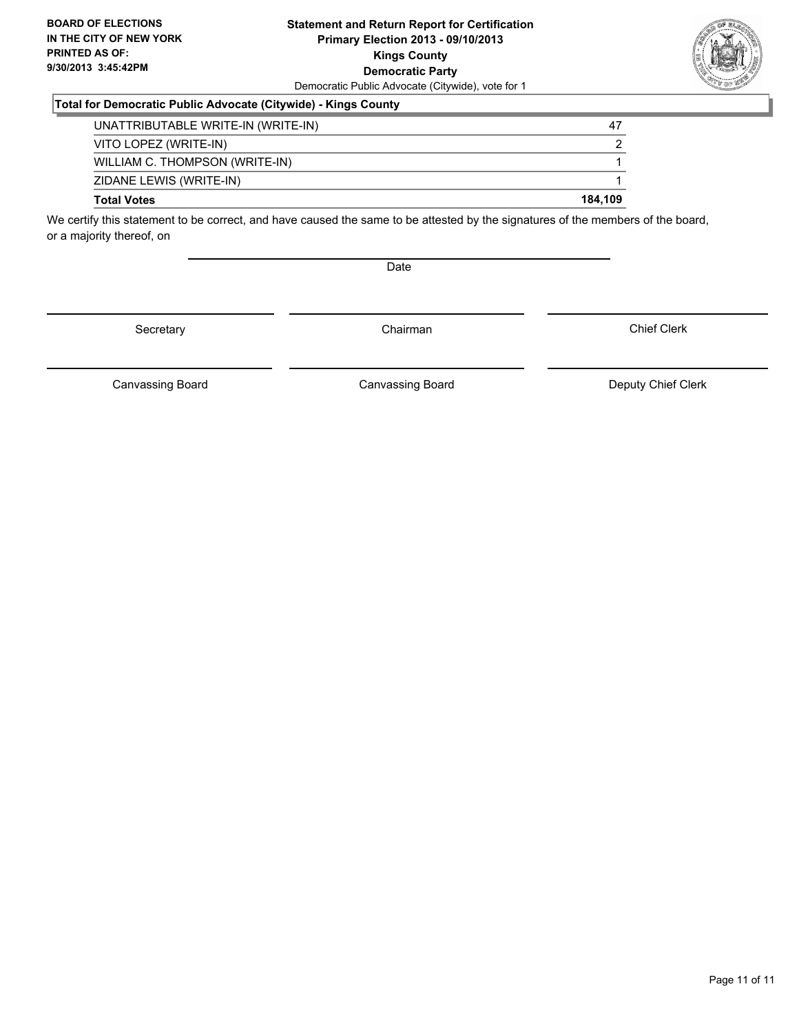**Total for Democratic Public Advocate (Citywide) - Kings County**

| | |
|---|---|
| UNATTRIBUTABLE WRITE-IN (WRITE-IN) | 47 |
| VITO LOPEZ (WRITE-IN) | 2 |
| WILLIAM C. THOMPSON (WRITE-IN) | 1 |
| ZIDANE LEWIS (WRITE-IN) | 1 |
| **Total Votes** | **184,109** |

We certify this statement to be correct, and have caused the same to be attested by the signatures of the members of the board, or a majority thereof, on

Date

Secretary

Chairman

Chief Clerk

Canvassing Board

Canvassing Board

Deputy Chief Clerk